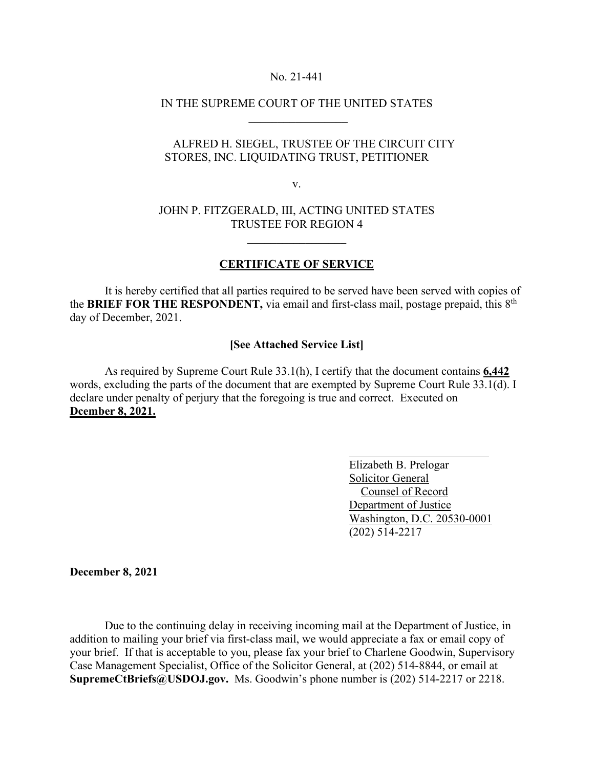No. 21-441

IN THE SUPREME COURT OF THE UNITED STATES

---

ALFRED H. SIEGEL, TRUSTEE OF THE CIRCUIT CITY STORES, INC. LIQUIDATING TRUST, PETITIONER

v.

JOHN P. FITZGERALD, III, ACTING UNITED STATES TRUSTEE FOR REGION 4

---

## CERTIFICATE OF SERVICE

It is hereby certified that all parties required to be served have been served with copies of the **BRIEF FOR THE RESPONDENT,** via email and first-class mail, postage prepaid, this 8th day of December, 2021.

**[See Attached Service List]**

As required by Supreme Court Rule 33.1(h), I certify that the document contains **6,442** words, excluding the parts of the document that are exempted by Supreme Court Rule 33.1(d). I declare under penalty of perjury that the foregoing is true and correct. Executed on **Dcember 8, 2021.**

Elizabeth B. Prelogar
Solicitor General
Counsel of Record
Department of Justice
Washington, D.C. 20530-0001
(202) 514-2217

**December 8, 2021**

Due to the continuing delay in receiving incoming mail at the Department of Justice, in addition to mailing your brief via first-class mail, we would appreciate a fax or email copy of your brief. If that is acceptable to you, please fax your brief to Charlene Goodwin, Supervisory Case Management Specialist, Office of the Solicitor General, at (202) 514-8844, or email at **SupremeCtBriefs@USDOJ.gov.** Ms. Goodwin's phone number is (202) 514-2217 or 2218.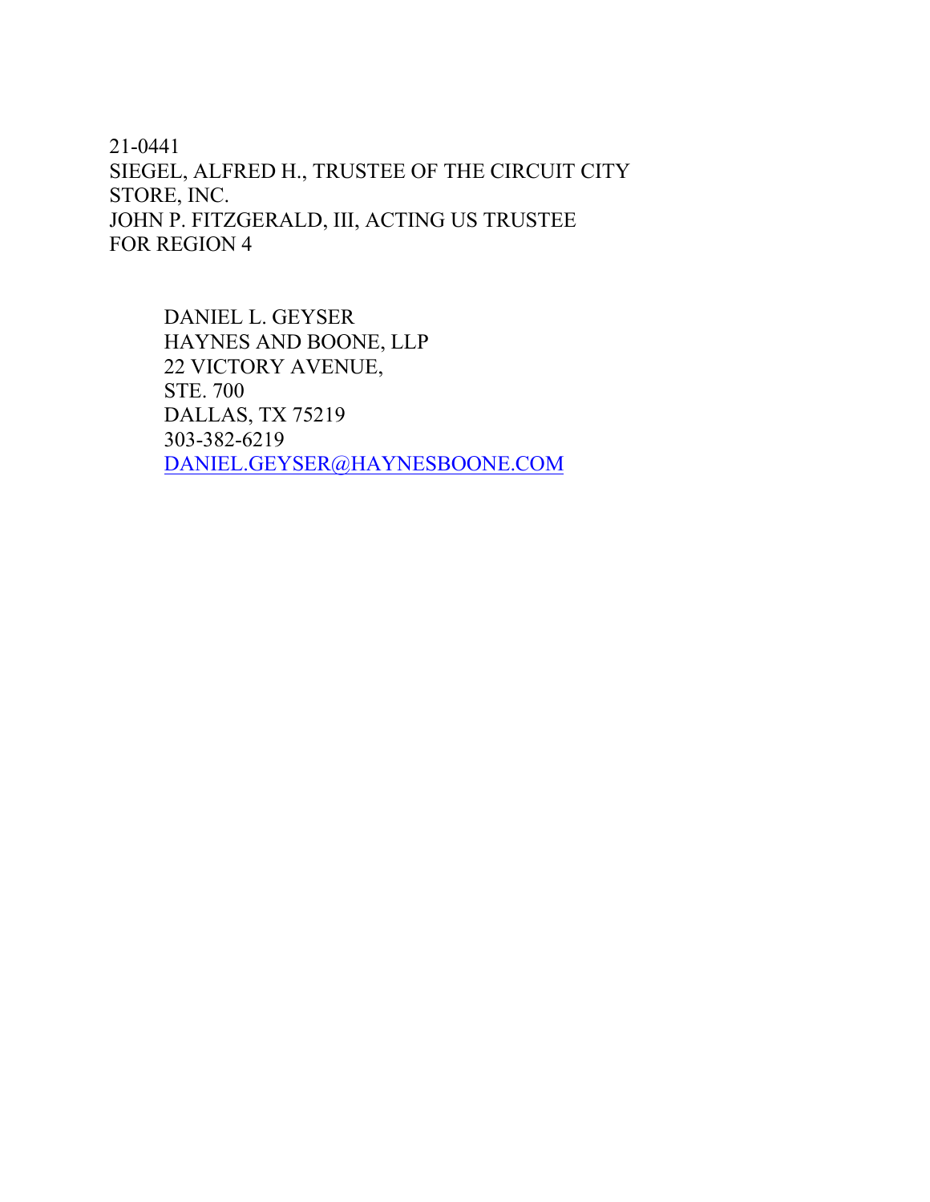21-0441
SIEGEL, ALFRED H., TRUSTEE OF THE CIRCUIT CITY STORE, INC.
JOHN P. FITZGERALD, III, ACTING US TRUSTEE FOR REGION 4

DANIEL L. GEYSER
HAYNES AND BOONE, LLP
22 VICTORY AVENUE,
STE. 700
DALLAS, TX 75219
303-382-6219
DANIEL.GEYSER@HAYNESBOONE.COM